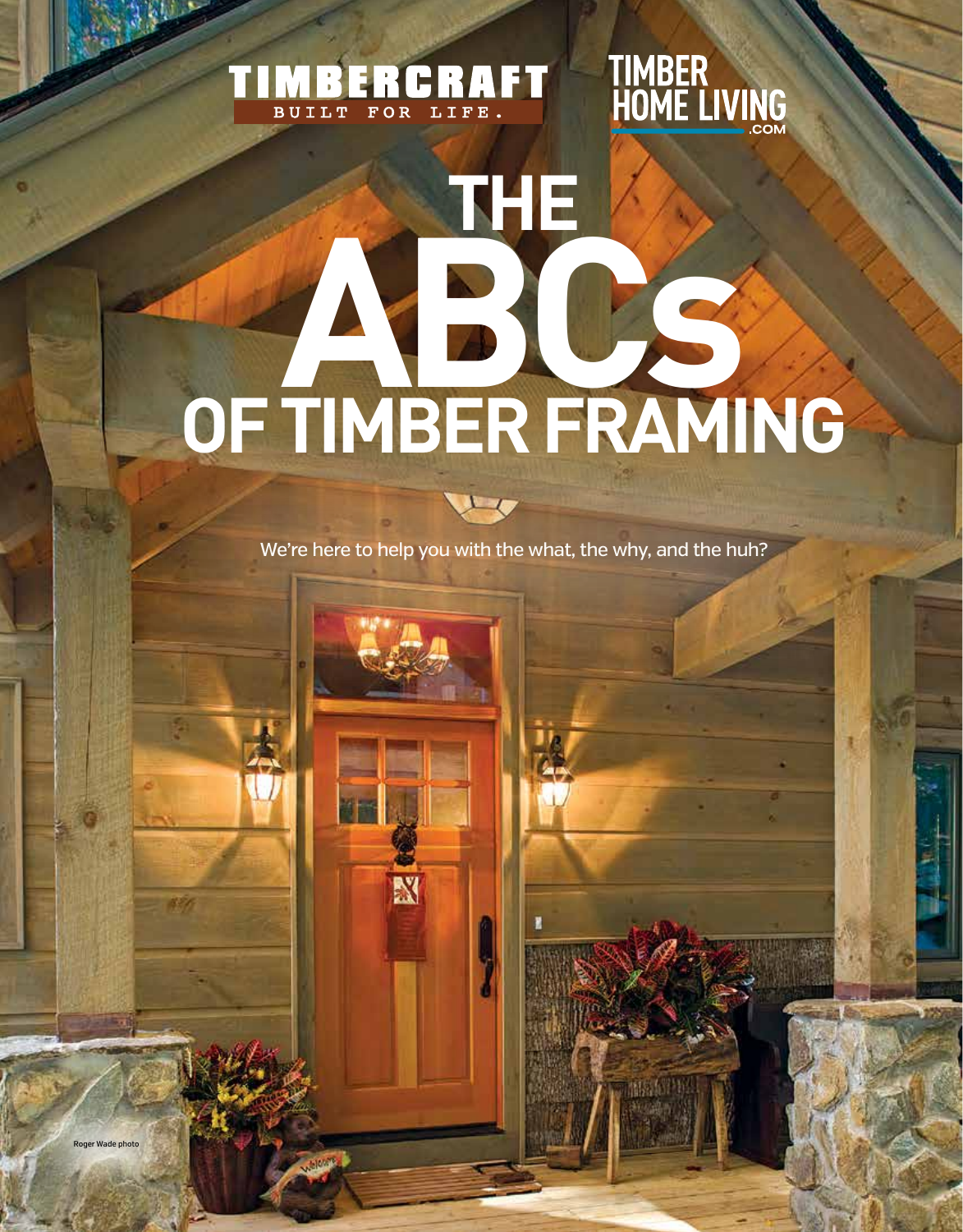TIMBERCRAFT
BUILT FOR LIFE.

TIMBER HOME LIVING .COM

# THE ABCs OF TIMBER FRAMING

We're here to help you with the what, the why, and the huh?

Roger Wade photo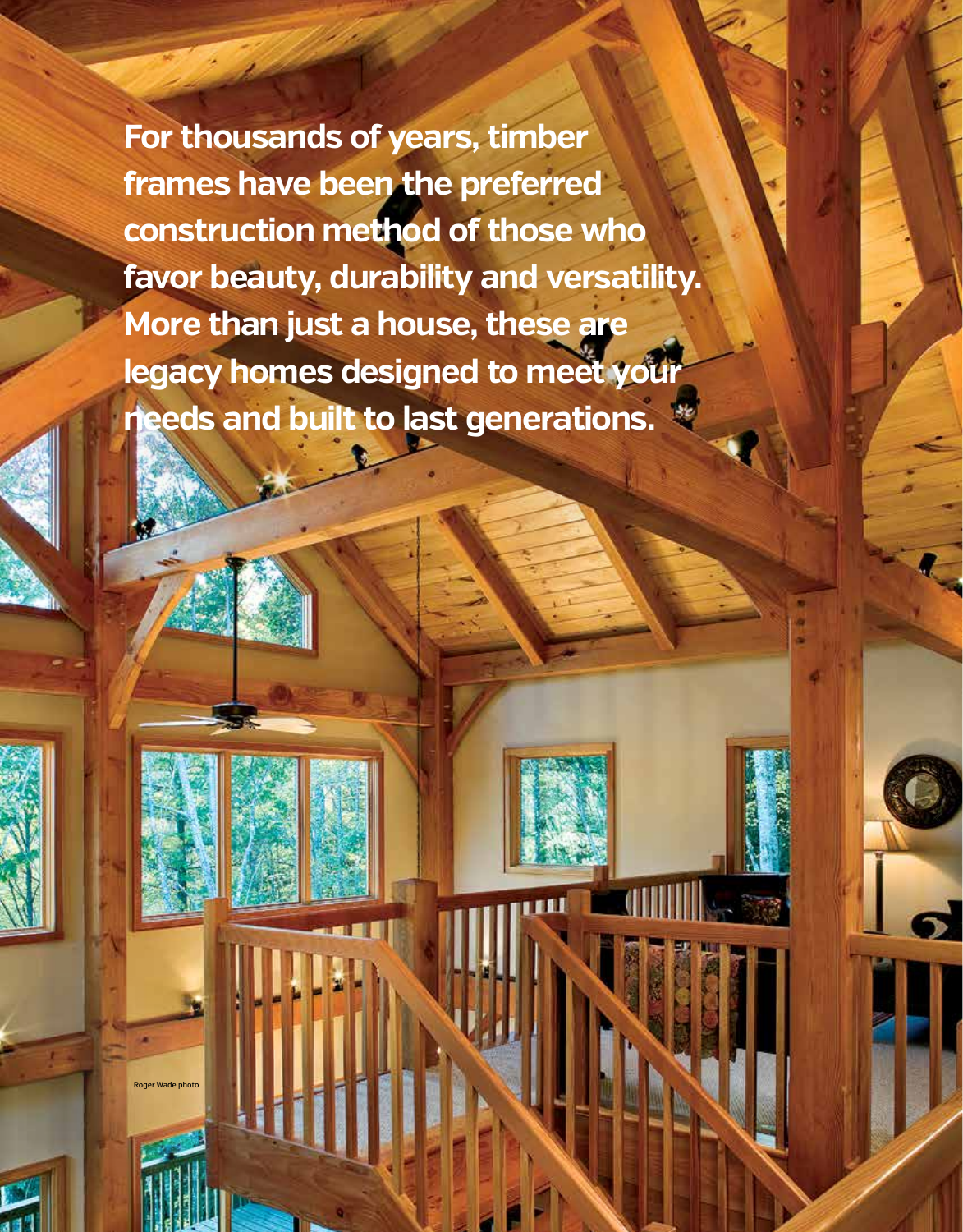**For thousands of years, timber frames have been the preferred construction method of those who favor beauty, durability and versatility. More than just a house, these are legacy homes designed to meet your needs and built to last generations.**

Roger Wade photo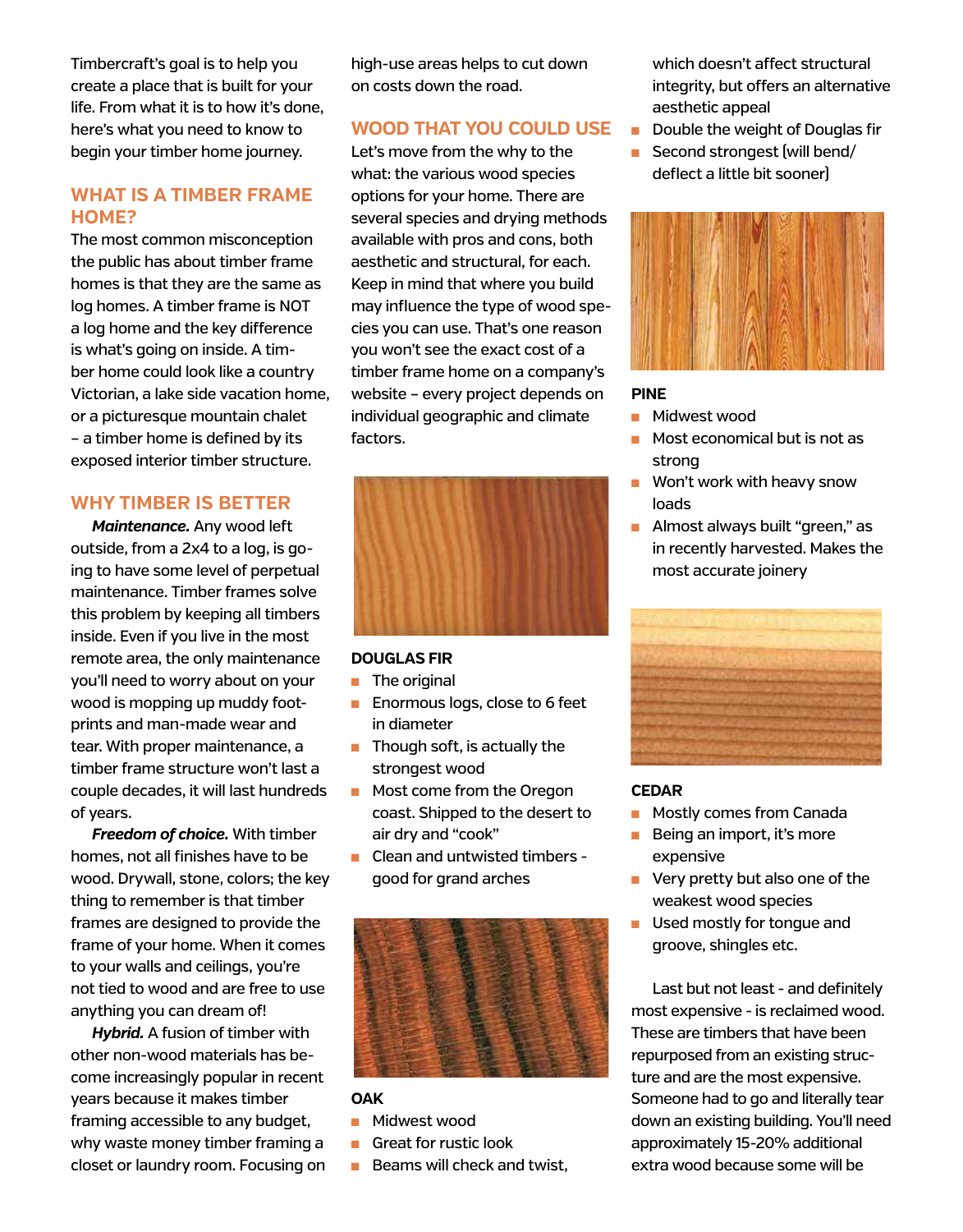Timbercraft's goal is to help you create a place that is built for your life. From what it is to how it's done, here's what you need to know to begin your timber home journey.

## WHAT IS A TIMBER FRAME HOME?

The most common misconception the public has about timber frame homes is that they are the same as log homes. A timber frame is NOT a log home and the key difference is what's going on inside. A timber home could look like a country Victorian, a lake side vacation home, or a picturesque mountain chalet – a timber home is defined by its exposed interior timber structure.

## WHY TIMBER IS BETTER

***Maintenance.*** Any wood left outside, from a 2x4 to a log, is going to have some level of perpetual maintenance. Timber frames solve this problem by keeping all timbers inside. Even if you live in the most remote area, the only maintenance you'll need to worry about on your wood is mopping up muddy footprints and man-made wear and tear. With proper maintenance, a timber frame structure won't last a couple decades, it will last hundreds of years.

***Freedom of choice.*** With timber homes, not all finishes have to be wood. Drywall, stone, colors; the key thing to remember is that timber frames are designed to provide the frame of your home. When it comes to your walls and ceilings, you're not tied to wood and are free to use anything you can dream of!

***Hybrid.*** A fusion of timber with other non-wood materials has become increasingly popular in recent years because it makes timber framing accessible to any budget, why waste money timber framing a closet or laundry room. Focusing on high-use areas helps to cut down on costs down the road.

## WOOD THAT YOU COULD USE

Let's move from the why to the what: the various wood species options for your home. There are several species and drying methods available with pros and cons, both aesthetic and structural, for each. Keep in mind that where you build may influence the type of wood species you can use. That's one reason you won't see the exact cost of a timber frame home on a company's website – every project depends on individual geographic and climate factors.

**DOUGLAS FIR**

- The original
- Enormous logs, close to 6 feet in diameter
- Though soft, is actually the strongest wood
- Most come from the Oregon coast. Shipped to the desert to air dry and "cook"
- Clean and untwisted timbers - good for grand arches

**OAK**

- Midwest wood
- Great for rustic look
- Beams will check and twist, which doesn't affect structural integrity, but offers an alternative aesthetic appeal
- Double the weight of Douglas fir
- Second strongest (will bend/deflect a little bit sooner)

**PINE**

- Midwest wood
- Most economical but is not as strong
- Won't work with heavy snow loads
- Almost always built "green," as in recently harvested. Makes the most accurate joinery

**CEDAR**

- Mostly comes from Canada
- Being an import, it's more expensive
- Very pretty but also one of the weakest wood species
- Used mostly for tongue and groove, shingles etc.

Last but not least - and definitely most expensive - is reclaimed wood. These are timbers that have been repurposed from an existing structure and are the most expensive. Someone had to go and literally tear down an existing building. You'll need approximately 15-20% additional extra wood because some will be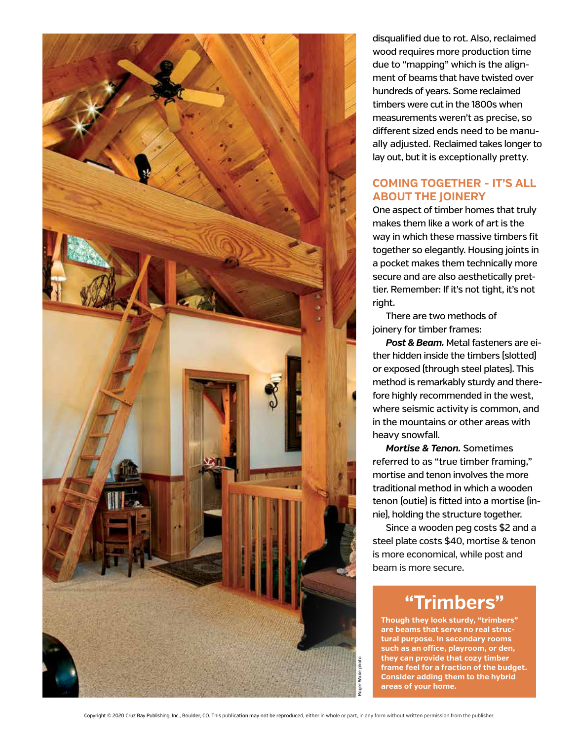disqualified due to rot. Also, reclaimed wood requires more production time due to "mapping" which is the alignment of beams that have twisted over hundreds of years. Some reclaimed timbers were cut in the 1800s when measurements weren't as precise, so different sized ends need to be manually adjusted. Reclaimed takes longer to lay out, but it is exceptionally pretty.

## COMING TOGETHER - IT'S ALL ABOUT THE JOINERY

One aspect of timber homes that truly makes them like a work of art is the way in which these massive timbers fit together so elegantly. Housing joints in a pocket makes them technically more secure and are also aesthetically prettier. Remember: If it's not tight, it's not right.

There are two methods of joinery for timber frames:

***Post & Beam.*** Metal fasteners are either hidden inside the timbers (slotted) or exposed (through steel plates). This method is remarkably sturdy and therefore highly recommended in the west, where seismic activity is common, and in the mountains or other areas with heavy snowfall.

***Mortise & Tenon.*** Sometimes referred to as "true timber framing," mortise and tenon involves the more traditional method in which a wooden tenon (outie) is fitted into a mortise (innie), holding the structure together.

Since a wooden peg costs $2 and a steel plate costs $40, mortise & tenon is more economical, while post and beam is more secure.

## "Trimbers"

**Though they look sturdy, "trimbers" are beams that serve no real structural purpose. In secondary rooms such as an office, playroom, or den, they can provide that cozy timber frame feel for a fraction of the budget. Consider adding them to the hybrid areas of your home.**

Roger Wade photo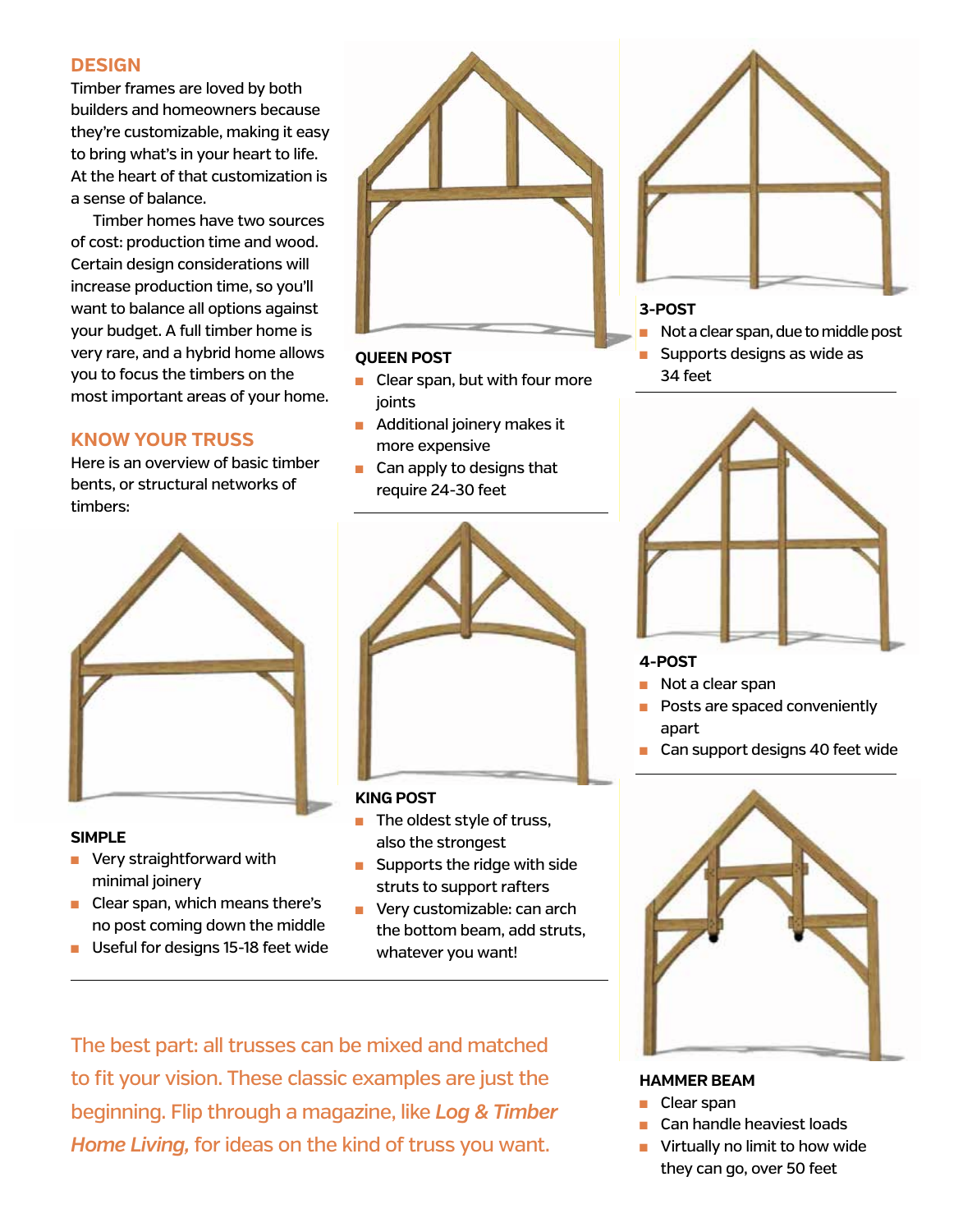## DESIGN

Timber frames are loved by both builders and homeowners because they're customizable, making it easy to bring what's in your heart to life. At the heart of that customization is a sense of balance.

Timber homes have two sources of cost: production time and wood. Certain design considerations will increase production time, so you'll want to balance all options against your budget. A full timber home is very rare, and a hybrid home allows you to focus the timbers on the most important areas of your home.

## KNOW YOUR TRUSS

Here is an overview of basic timber bents, or structural networks of timbers:

**SIMPLE**

- Very straightforward with minimal joinery
- Clear span, which means there's no post coming down the middle
- Useful for designs 15-18 feet wide

**QUEEN POST**

- Clear span, but with four more joints
- Additional joinery makes it more expensive
- Can apply to designs that require 24-30 feet

**KING POST**

- The oldest style of truss, also the strongest
- Supports the ridge with side struts to support rafters
- Very customizable: can arch the bottom beam, add struts, whatever you want!

**3-POST**

- Not a clear span, due to middle post
- Supports designs as wide as 34 feet

**4-POST**

- Not a clear span
- Posts are spaced conveniently apart
- Can support designs 40 feet wide

**HAMMER BEAM**

- Clear span
- Can handle heaviest loads
- Virtually no limit to how wide they can go, over 50 feet

The best part: all trusses can be mixed and matched to fit your vision. These classic examples are just the beginning. Flip through a magazine, like ***Log & Timber Home Living,*** for ideas on the kind of truss you want.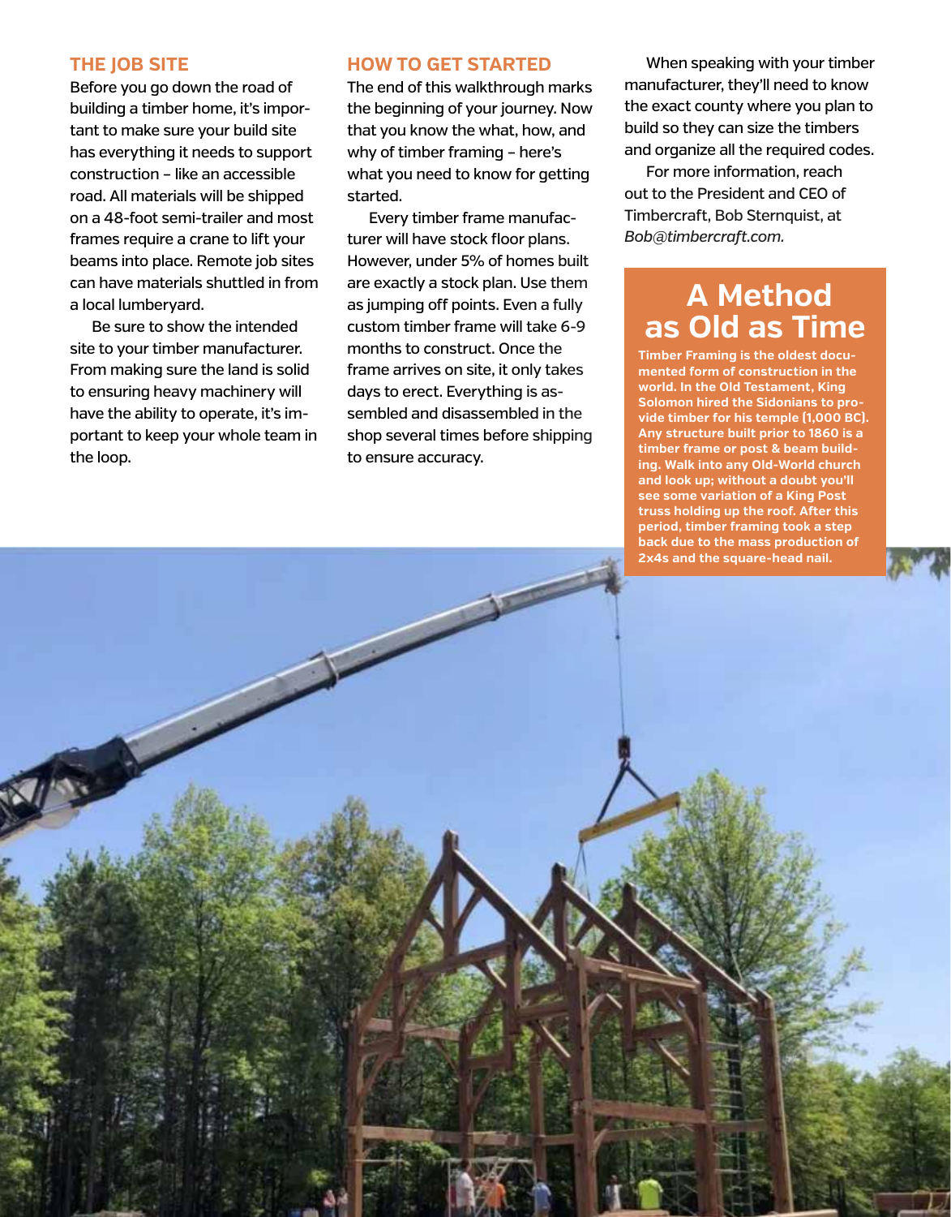## THE JOB SITE

Before you go down the road of building a timber home, it's important to make sure your build site has everything it needs to support construction – like an accessible road. All materials will be shipped on a 48-foot semi-trailer and most frames require a crane to lift your beams into place. Remote job sites can have materials shuttled in from a local lumberyard.

Be sure to show the intended site to your timber manufacturer. From making sure the land is solid to ensuring heavy machinery will have the ability to operate, it's important to keep your whole team in the loop.

## HOW TO GET STARTED

The end of this walkthrough marks the beginning of your journey. Now that you know the what, how, and why of timber framing – here's what you need to know for getting started.

Every timber frame manufacturer will have stock floor plans. However, under 5% of homes built are exactly a stock plan. Use them as jumping off points. Even a fully custom timber frame will take 6-9 months to construct. Once the frame arrives on site, it only takes days to erect. Everything is assembled and disassembled in the shop several times before shipping to ensure accuracy.

When speaking with your timber manufacturer, they'll need to know the exact county where you plan to build so they can size the timbers and organize all the required codes.

For more information, reach out to the President and CEO of Timbercraft, Bob Sternquist, at *Bob@timbercraft.com.*

## A Method as Old as Time

**Timber Framing is the oldest documented form of construction in the world. In the Old Testament, King Solomon hired the Sidonians to provide timber for his temple (1,000 BC). Any structure built prior to 1860 is a timber frame or post & beam building. Walk into any Old-World church and look up; without a doubt you'll see some variation of a King Post truss holding up the roof. After this period, timber framing took a step back due to the mass production of 2x4s and the square-head nail.**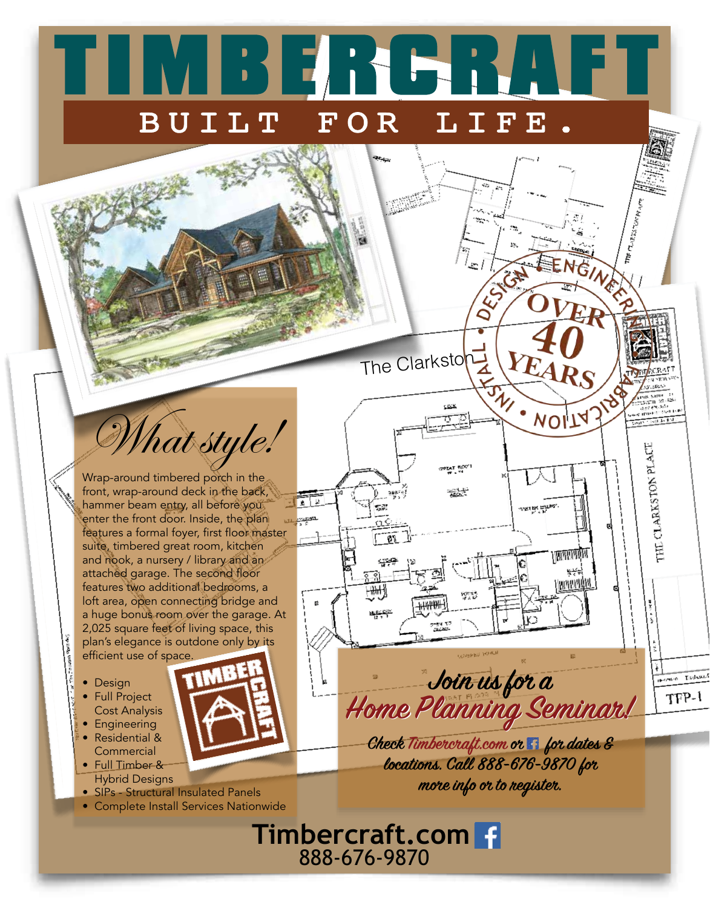# TIMBERCRAFT

## BUILT FOR LIFE.

The Clarkston

DESIGN • ENGINEERING • FABRICATION • INSTALL

OVER 40 YEARS

## What style!

Wrap-around timbered porch in the front, wrap-around deck in the back, hammer beam entry, all before you enter the front door. Inside, the plan features a formal foyer, first floor master suite, timbered great room, kitchen and nook, a nursery / library and an attached garage. The second floor features two additional bedrooms, a loft area, open connecting bridge and a huge bonus room over the garage. At 2,025 square feet of living space, this plan's elegance is outdone only by its efficient use of space.

- Design
- Full Project Cost Analysis
- Engineering
- Residential & Commercial
- Full Timber & Hybrid Designs
- SIPs - Structural Insulated Panels
- Complete Install Services Nationwide

TIMBER CRAFT

## Join us for a Home Planning Seminar!

Check Timbercraft.com or for dates & locations. Call 888-676-9870 for more info or to register.

**Timbercraft.com**
888-676-9870